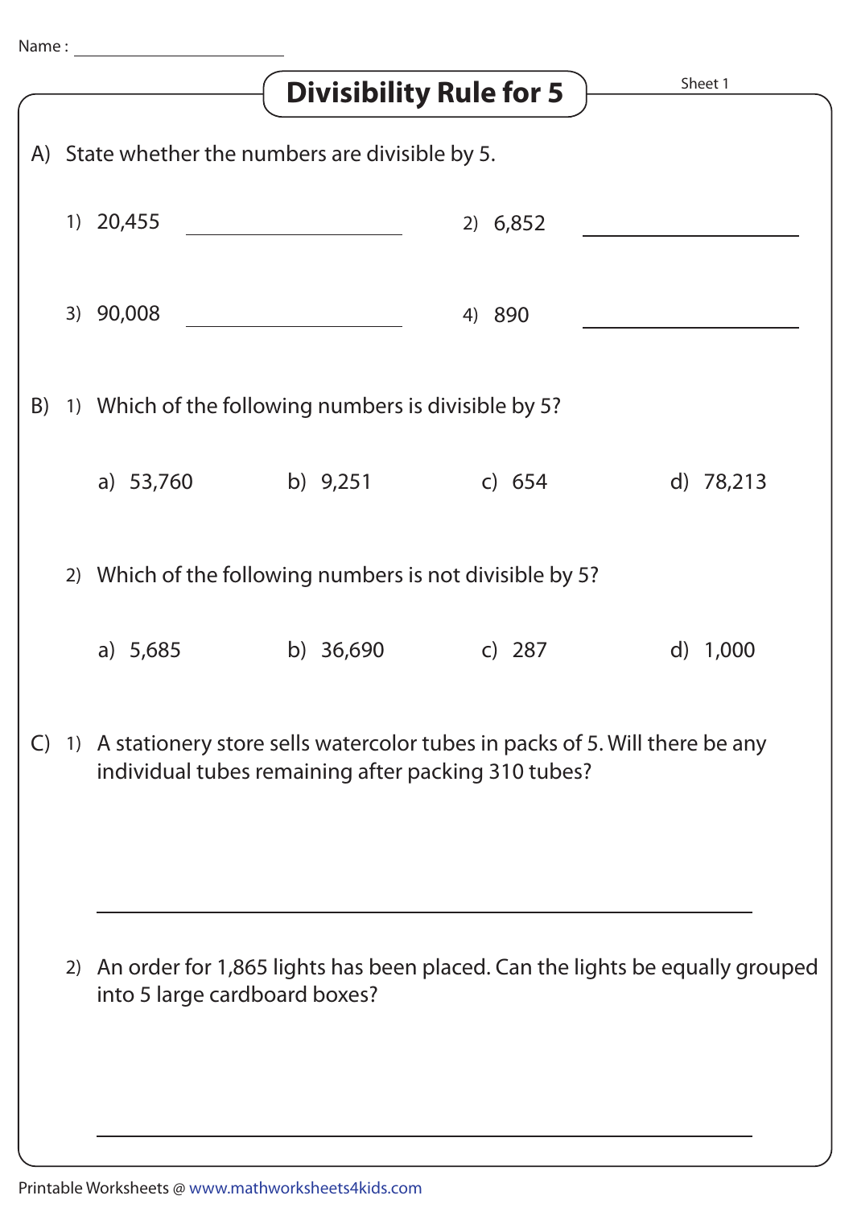Name : ____________________

# Divisibility Rule for 5

Sheet 1

A) State whether the numbers are divisible by 5.

1) 20,455 ____________________

2) 6,852 ____________________

3) 90,008 ____________________

4) 890 ____________________

B) 1) Which of the following numbers is divisible by 5?

a) 53,760 b) 9,251 c) 654 d) 78,213

2) Which of the following numbers is not divisible by 5?

a) 5,685 b) 36,690 c) 287 d) 1,000

C) 1) A stationery store sells watercolor tubes in packs of 5. Will there be any individual tubes remaining after packing 310 tubes?

____________________

2) An order for 1,865 lights has been placed. Can the lights be equally grouped into 5 large cardboard boxes?

____________________

Printable Worksheets @ www.mathworksheets4kids.com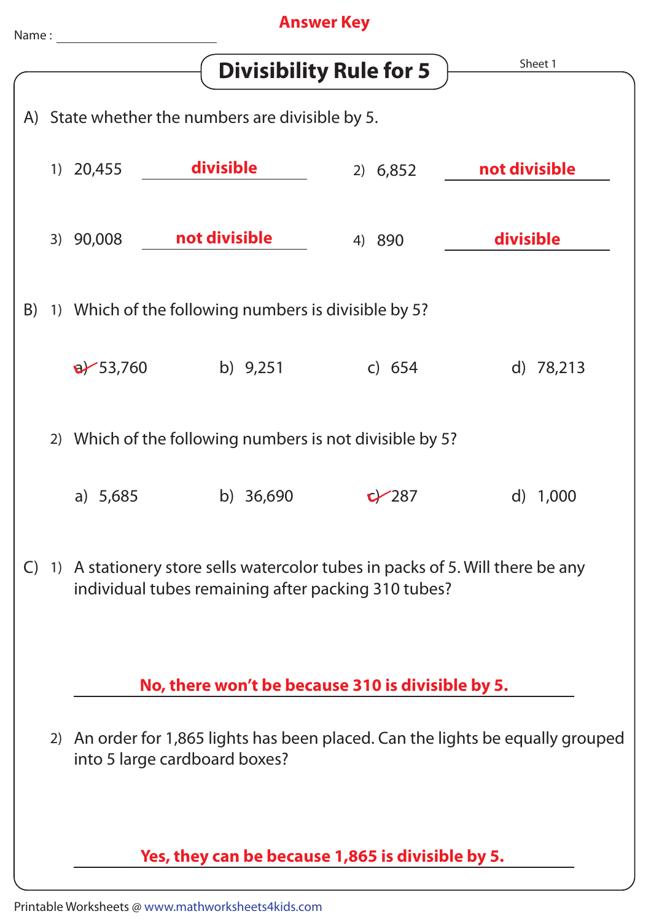**Answer Key**

Name : ____________________

# Divisibility Rule for 5

Sheet 1

A) State whether the numbers are divisible by 5.

1) 20,455 **divisible**

2) 6,852 **not divisible**

3) 90,008 **not divisible**

4) 890 **divisible**

B) 1) Which of the following numbers is divisible by 5?

a) 53,760 ✓   b) 9,251   c) 654   d) 78,213

2) Which of the following numbers is not divisible by 5?

a) 5,685   b) 36,690   c) 287 ✓   d) 1,000

C) 1) A stationery store sells watercolor tubes in packs of 5. Will there be any individual tubes remaining after packing 310 tubes?

**No, there won't be because 310 is divisible by 5.**

2) An order for 1,865 lights has been placed. Can the lights be equally grouped into 5 large cardboard boxes?

**Yes, they can be because 1,865 is divisible by 5.**

Printable Worksheets @ www.mathworksheets4kids.com